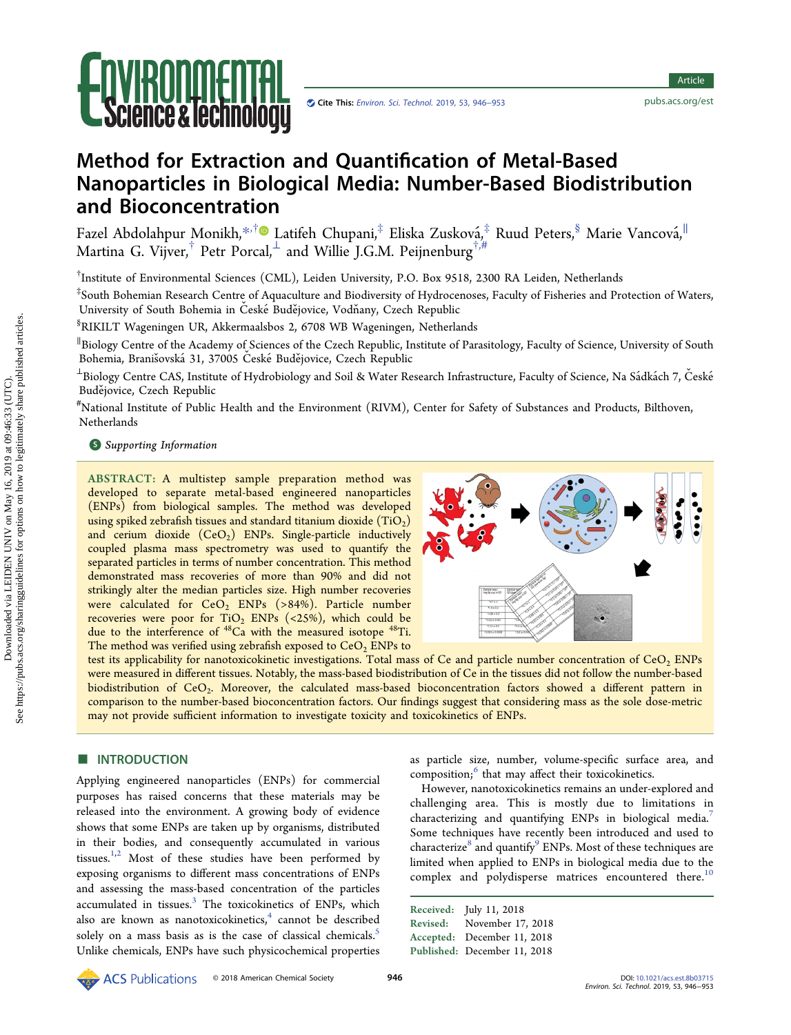# Method for Extraction and Quantification of Metal-Based Nanoparticles in Biological Media: Number-Based Biodistribution and Bioconcentration

Fazel Abdolahpur Monikh,[*,†] Latifeh Chupani,[‡] Eliska Zusková,[‡] Ruud Peters,[§] Marie Vancová,[∥] Martina G. Vijver,[†] Petr Porcal,[⊥] and Willie J.G.M. Peijnenburg[†,#]

[†]Institute of Environmental Sciences (CML), Leiden University, P.O. Box 9518, 2300 RA Leiden, Netherlands

[‡]South Bohemian Research Centre of Aquaculture and Biodiversity of Hydrocenoses, Faculty of Fisheries and Protection of Waters, University of South Bohemia in České Budějovice, Vodňany, Czech Republic

[§]RIKILT Wageningen UR, Akkermaalsbos 2, 6708 WB Wageningen, Netherlands

[∥]Biology Centre of the Academy of Sciences of the Czech Republic, Institute of Parasitology, Faculty of Science, University of South Bohemia, Branišovská 31, 37005 České Budějovice, Czech Republic

[⊥]Biology Centre CAS, Institute of Hydrobiology and Soil & Water Research Infrastructure, Faculty of Science, Na Sádkách 7, České Budějovice, Czech Republic

[#]National Institute of Public Health and the Environment (RIVM), Center for Safety of Substances and Products, Bilthoven, Netherlands

Supporting Information

**ABSTRACT:** A multistep sample preparation method was developed to separate metal-based engineered nanoparticles (ENPs) from biological samples. The method was developed using spiked zebrafish tissues and standard titanium dioxide ($TiO_2$) and cerium dioxide ($CeO_2$) ENPs. Single-particle inductively coupled plasma mass spectrometry was used to quantify the separated particles in terms of number concentration. This method demonstrated mass recoveries of more than 90% and did not strikingly alter the median particles size. High number recoveries were calculated for $CeO_2$ ENPs (>84%). Particle number recoveries were poor for $TiO_2$ ENPs (<25%), which could be due to the interference of $^{48}Ca$ with the measured isotope $^{48}Ti$. The method was verified using zebrafish exposed to $CeO_2$ ENPs to test its applicability for nanotoxicokinetic investigations. Total mass of Ce and particle number concentration of $CeO_2$ ENPs were measured in different tissues. Notably, the mass-based biodistribution of Ce in the tissues did not follow the number-based biodistribution of $CeO_2$. Moreover, the calculated mass-based bioconcentration factors showed a different pattern in comparison to the number-based bioconcentration factors. Our findings suggest that considering mass as the sole dose-metric may not provide sufficient information to investigate toxicity and toxicokinetics of ENPs.

## INTRODUCTION

Applying engineered nanoparticles (ENPs) for commercial purposes has raised concerns that these materials may be released into the environment. A growing body of evidence shows that some ENPs are taken up by organisms, distributed in their bodies, and consequently accumulated in various tissues.[1,2] Most of these studies have been performed by exposing organisms to different mass concentrations of ENPs and assessing the mass-based concentration of the particles accumulated in tissues.[3] The toxicokinetics of ENPs, which also are known as nanotoxicokinetics,[4] cannot be described solely on a mass basis as is the case of classical chemicals.[5] Unlike chemicals, ENPs have such physicochemical properties as particle size, number, volume-specific surface area, and composition;[6] that may affect their toxicokinetics.

However, nanotoxicokinetics remains an under-explored and challenging area. This is mostly due to limitations in characterizing and quantifying ENPs in biological media.[7] Some techniques have recently been introduced and used to characterize[8] and quantify[9] ENPs. Most of these techniques are limited when applied to ENPs in biological media due to the complex and polydisperse matrices encountered there.[10]

Received: July 11, 2018
Revised: November 17, 2018
Accepted: December 11, 2018
Published: December 11, 2018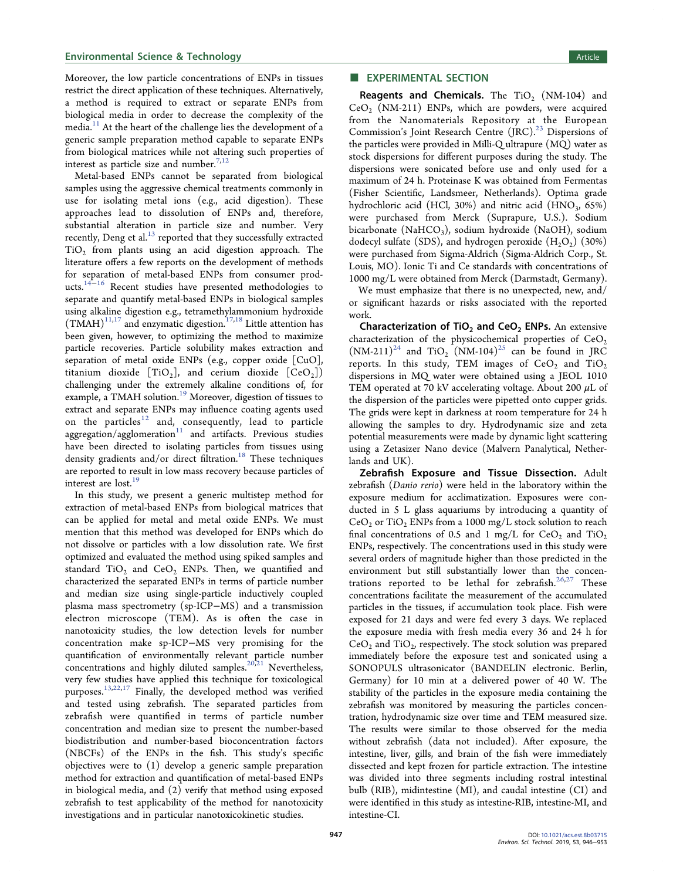Moreover, the low particle concentrations of ENPs in tissues restrict the direct application of these techniques. Alternatively, a method is required to extract or separate ENPs from biological media in order to decrease the complexity of the media.[11] At the heart of the challenge lies the development of a generic sample preparation method capable to separate ENPs from biological matrices while not altering such properties of interest as particle size and number.[7,12]

Metal-based ENPs cannot be separated from biological samples using the aggressive chemical treatments commonly in use for isolating metal ions (e.g., acid digestion). These approaches lead to dissolution of ENPs and, therefore, substantial alteration in particle size and number. Very recently, Deng et al.[13] reported that they successfully extracted $TiO_2$ from plants using an acid digestion approach. The literature offers a few reports on the development of methods for separation of metal-based ENPs from consumer products.[14−16] Recent studies have presented methodologies to separate and quantify metal-based ENPs in biological samples using alkaline digestion e.g., tetramethylammonium hydroxide (TMAH)[11,17] and enzymatic digestion.[17,18] Little attention has been given, however, to optimizing the method to maximize particle recoveries. Particle solubility makes extraction and separation of metal oxide ENPs (e.g., copper oxide [CuO], titanium dioxide [$TiO_2$], and cerium dioxide [$CeO_2$]) challenging under the extremely alkaline conditions of, for example, a TMAH solution.[19] Moreover, digestion of tissues to extract and separate ENPs may influence coating agents used on the particles[12] and, consequently, lead to particle aggregation/agglomeration[11] and artifacts. Previous studies have been directed to isolating particles from tissues using density gradients and/or direct filtration.[18] These techniques are reported to result in low mass recovery because particles of interest are lost.[19]

In this study, we present a generic multistep method for extraction of metal-based ENPs from biological matrices that can be applied for metal and metal oxide ENPs. We must mention that this method was developed for ENPs which do not dissolve or particles with a low dissolution rate. We first optimized and evaluated the method using spiked samples and standard $TiO_2$ and $CeO_2$ ENPs. Then, we quantified and characterized the separated ENPs in terms of particle number and median size using single-particle inductively coupled plasma mass spectrometry (sp-ICP−MS) and a transmission electron microscope (TEM). As is often the case in nanotoxicity studies, the low detection levels for number concentration make sp-ICP−MS very promising for the quantification of environmentally relevant particle number concentrations and highly diluted samples.[20,21] Nevertheless, very few studies have applied this technique for toxicological purposes.[13,22,17] Finally, the developed method was verified and tested using zebrafish. The separated particles from zebrafish were quantified in terms of particle number concentration and median size to present the number-based biodistribution and number-based bioconcentration factors (NBCFs) of the ENPs in the fish. This study's specific objectives were to (1) develop a generic sample preparation method for extraction and quantification of metal-based ENPs in biological media, and (2) verify that method using exposed zebrafish to test applicability of the method for nanotoxicity investigations and in particular nanotoxicokinetic studies.

## ■ EXPERIMENTAL SECTION

**Reagents and Chemicals.** The $TiO_2$ (NM-104) and $CeO_2$ (NM-211) ENPs, which are powders, were acquired from the Nanomaterials Repository at the European Commission's Joint Research Centre (JRC).[23] Dispersions of the particles were provided in Milli-Q ultrapure (MQ) water as stock dispersions for different purposes during the study. The dispersions were sonicated before use and only used for a maximum of 24 h. Proteinase K was obtained from Fermentas (Fisher Scientific, Landsmeer, Netherlands). Optima grade hydrochloric acid (HCl, 30%) and nitric acid ($HNO_3$, 65%) were purchased from Merck (Suprapure, U.S.). Sodium bicarbonate ($NaHCO_3$), sodium hydroxide (NaOH), sodium dodecyl sulfate (SDS), and hydrogen peroxide ($H_2O_2$) (30%) were purchased from Sigma-Aldrich (Sigma-Aldrich Corp., St. Louis, MO). Ionic Ti and Ce standards with concentrations of 1000 mg/L were obtained from Merck (Darmstadt, Germany).

We must emphasize that there is no unexpected, new, and/or significant hazards or risks associated with the reported work.

**Characterization of $TiO_2$ and $CeO_2$ ENPs.** An extensive characterization of the physicochemical properties of $CeO_2$ (NM-211)[24] and $TiO_2$ (NM-104)[25] can be found in JRC reports. In this study, TEM images of $CeO_2$ and $TiO_2$ dispersions in MQ water were obtained using a JEOL 1010 TEM operated at 70 kV accelerating voltage. About 200 μL of the dispersion of the particles were pipetted onto cupper grids. The grids were kept in darkness at room temperature for 24 h allowing the samples to dry. Hydrodynamic size and zeta potential measurements were made by dynamic light scattering using a Zetasizer Nano device (Malvern Panalytical, Netherlands and UK).

**Zebrafish Exposure and Tissue Dissection.** Adult zebrafish (*Danio rerio*) were held in the laboratory within the exposure medium for acclimatization. Exposures were conducted in 5 L glass aquariums by introducing a quantity of $CeO_2$ or $TiO_2$ ENPs from a 1000 mg/L stock solution to reach final concentrations of 0.5 and 1 mg/L for $CeO_2$ and $TiO_2$ ENPs, respectively. The concentrations used in this study were several orders of magnitude higher than those predicted in the environment but still substantially lower than the concentrations reported to be lethal for zebrafish.[26,27] These concentrations facilitate the measurement of the accumulated particles in the tissues, if accumulation took place. Fish were exposed for 21 days and were fed every 3 days. We replaced the exposure media with fresh media every 36 and 24 h for $CeO_2$ and $TiO_2$, respectively. The stock solution was prepared immediately before the exposure test and sonicated using a SONOPULS ultrasonicator (BANDELIN electronic. Berlin, Germany) for 10 min at a delivered power of 40 W. The stability of the particles in the exposure media containing the zebrafish was monitored by measuring the particles concentration, hydrodynamic size over time and TEM measured size. The results were similar to those observed for the media without zebrafish (data not included). After exposure, the intestine, liver, gills, and brain of the fish were immediately dissected and kept frozen for particle extraction. The intestine was divided into three segments including rostral intestinal bulb (RIB), midintestine (MI), and caudal intestine (CI) and were identified in this study as intestine-RIB, intestine-MI, and intestine-CI.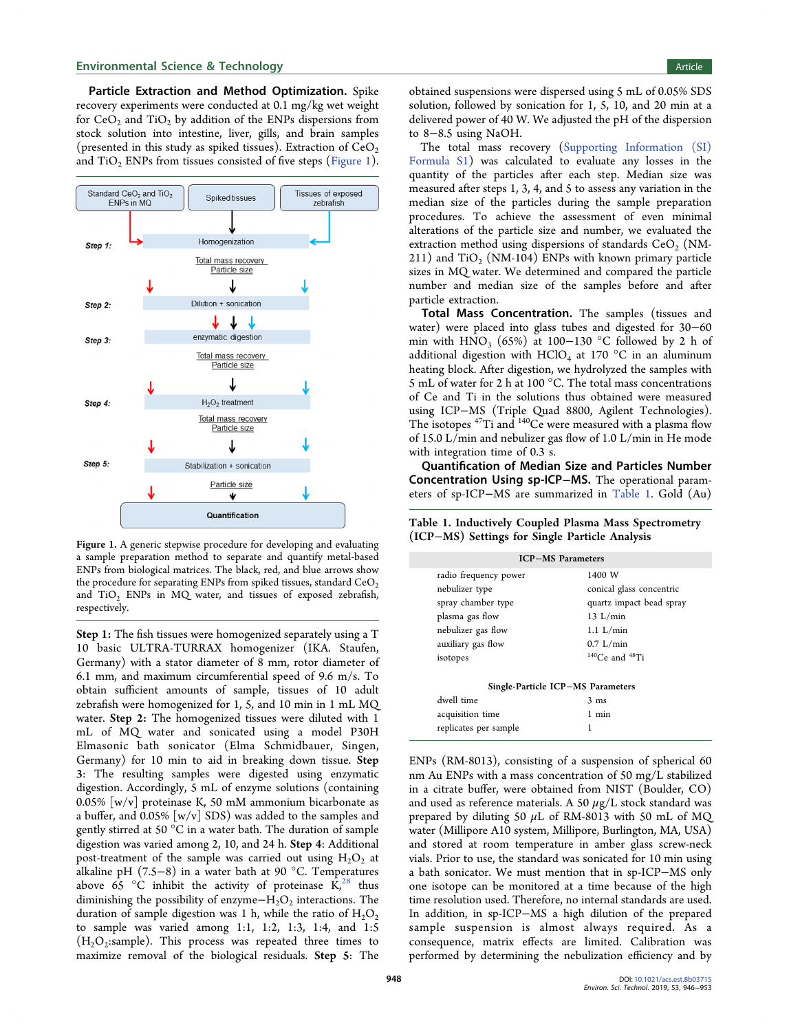**Particle Extraction and Method Optimization.** Spike recovery experiments were conducted at 0.1 mg/kg wet weight for $CeO_2$ and $TiO_2$ by addition of the ENPs dispersions from stock solution into intestine, liver, gills, and brain samples (presented in this study as spiked tissues). Extraction of $CeO_2$ and $TiO_2$ ENPs from tissues consisted of five steps (Figure 1).

Figure 1. A generic stepwise procedure for developing and evaluating a sample preparation method to separate and quantify metal-based ENPs from biological matrices. The black, red, and blue arrows show the procedure for separating ENPs from spiked tissues, standard $CeO_2$ and $TiO_2$ ENPs in MQ water, and tissues of exposed zebrafish, respectively.

**Step 1:** The fish tissues were homogenized separately using a T 10 basic ULTRA-TURRAX homogenizer (IKA. Staufen, Germany) with a stator diameter of 8 mm, rotor diameter of 6.1 mm, and maximum circumferential speed of 9.6 m/s. To obtain sufficient amounts of sample, tissues of 10 adult zebrafish were homogenized for 1, 5, and 10 min in 1 mL MQ water. **Step 2:** The homogenized tissues were diluted with 1 mL of MQ water and sonicated using a model P30H Elmasonic bath sonicator (Elma Schmidbauer, Singen, Germany) for 10 min to aid in breaking down tissue. **Step 3:** The resulting samples were digested using enzymatic digestion. Accordingly, 5 mL of enzyme solutions (containing 0.05% [w/v] proteinase K, 50 mM ammonium bicarbonate as a buffer, and 0.05% [w/v] SDS) was added to the samples and gently stirred at 50 °C in a water bath. The duration of sample digestion was varied among 2, 10, and 24 h. **Step 4:** Additional post-treatment of the sample was carried out using $H_2O_2$ at alkaline pH (7.5−8) in a water bath at 90 °C. Temperatures above 65 °C inhibit the activity of proteinase K,[28] thus diminishing the possibility of enzyme−$H_2O_2$ interactions. The duration of sample digestion was 1 h, while the ratio of $H_2O_2$ to sample was varied among 1:1, 1:2, 1:3, and 1:5 ($H_2O_2$:sample). This process was repeated three times to maximize removal of the biological residuals. **Step 5:** The obtained suspensions were dispersed using 5 mL of 0.05% SDS solution, followed by sonication for 1, 5, 10, and 20 min at a delivered power of 40 W. We adjusted the pH of the dispersion to 8−8.5 using NaOH.

The total mass recovery (Supporting Information (SI) Formula S1) was calculated to evaluate any losses in the quantity of the particles after each step. Median size was measured after steps 1, 3, 4, and 5 to assess any variation in the median size of the particles during the sample preparation procedures. To achieve the assessment of even minimal alterations of the particle size and number, we evaluated the extraction method using dispersions of standards $CeO_2$ (NM-211) and $TiO_2$ (NM-104) ENPs with known primary particle sizes in MQ water. We determined and compared the particle number and median size of the samples before and after particle extraction.

**Total Mass Concentration.** The samples (tissues and water) were placed into glass tubes and digested for 30−60 min with $HNO_3$ (65%) at 100−130 °C followed by 2 h of additional digestion with $HClO_4$ at 170 °C in an aluminum heating block. After digestion, we hydrolyzed the samples with 5 mL of water for 2 h at 100 °C. The total mass concentrations of Ce and Ti in the solutions thus obtained were measured using ICP−MS (Triple Quad 8800, Agilent Technologies). The isotopes $^{47}$Ti and $^{140}$Ce were measured with a plasma flow of 15.0 L/min and nebulizer gas flow of 1.0 L/min in He mode with integration time of 0.3 s.

**Quantification of Median Size and Particles Number Concentration Using sp-ICP−MS.** The operational parameters of sp-ICP−MS are summarized in Table 1. Gold (Au) ENPs (RM-8013), consisting of a suspension of spherical 60 nm Au ENPs with a mass concentration of 50 mg/L stabilized in a citrate buffer, were obtained from NIST (Boulder, CO) and used as reference materials. A 50 $\mu$g/L stock standard was prepared by diluting 50 $\mu$L of RM-8013 with 50 mL of MQ water (Millipore A10 system, Millipore, Burlington, MA, USA) and stored at room temperature in amber glass screw-neck vials. Prior to use, the standard was sonicated for 10 min using a bath sonicator. We must mention that in sp-ICP−MS only one isotope can be monitored at a time because of the high time resolution used. Therefore, no internal standards are used. In addition, in sp-ICP−MS a high dilution of the prepared sample suspension is almost always required. As a consequence, matrix effects are limited. Calibration was performed by determining the nebulization efficiency and by

Table 1. Inductively Coupled Plasma Mass Spectrometry (ICP−MS) Settings for Single Particle Analysis

| ICP−MS Parameters | |
|---|---|
| radio frequency power | 1400 W |
| nebulizer type | conical glass concentric |
| spray chamber type | quartz impact bead spray |
| plasma gas flow | 13 L/min |
| nebulizer gas flow | 1.1 L/min |
| auxiliary gas flow | 0.7 L/min |
| isotopes | $^{140}$Ce and $^{48}$Ti |
| **Single-Particle ICP−MS Parameters** | |
| dwell time | 3 ms |
| acquisition time | 1 min |
| replicates per sample | 1 |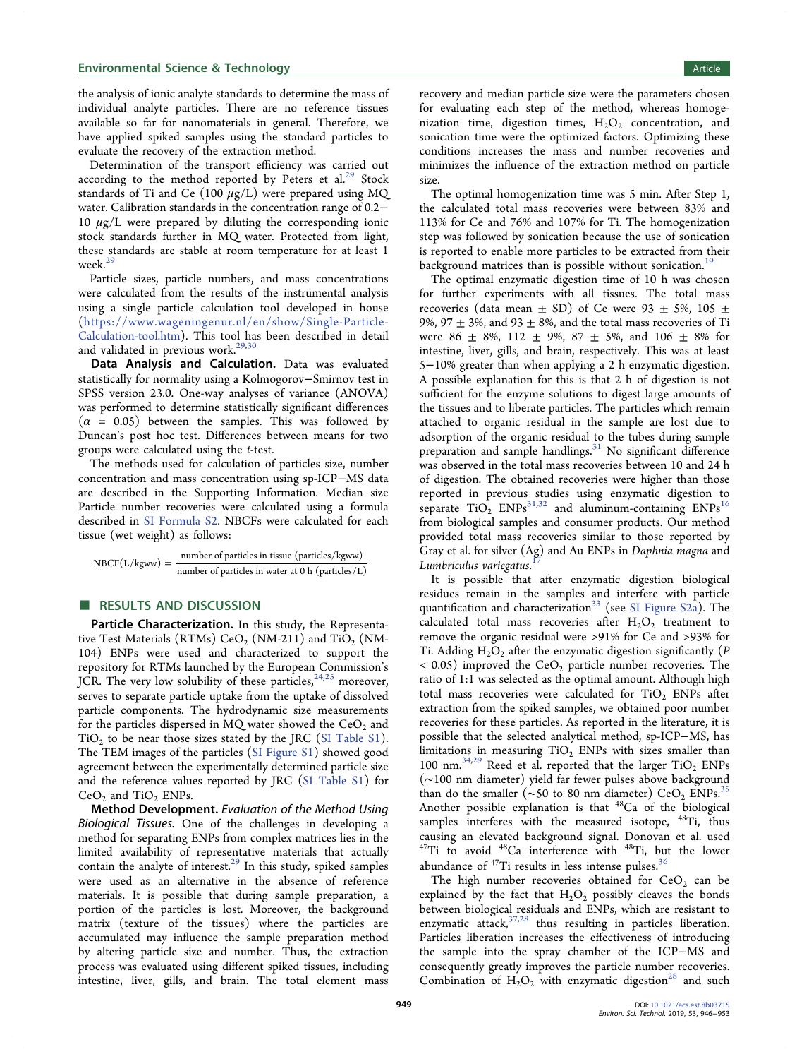the analysis of ionic analyte standards to determine the mass of individual analyte particles. There are no reference tissues available so far for nanomaterials in general. Therefore, we have applied spiked samples using the standard particles to evaluate the recovery of the extraction method.

Determination of the transport efficiency was carried out according to the method reported by Peters et al.[29] Stock standards of Ti and Ce (100 $\mu$g/L) were prepared using MQ water. Calibration standards in the concentration range of 0.2−10 $\mu$g/L were prepared by diluting the corresponding ionic stock standards further in MQ water. Protected from light, these standards are stable at room temperature for at least 1 week.[29]

Particle sizes, particle numbers, and mass concentrations were calculated from the results of the instrumental analysis using a single particle calculation tool developed in house (https://www.wageningenur.nl/en/show/Single-Particle-Calculation-tool.htm). This tool has been described in detail and validated in previous work.[29,30]

**Data Analysis and Calculation.** Data was evaluated statistically for normality using a Kolmogorov−Smirnov test in SPSS version 23.0. One-way analyses of variance (ANOVA) was performed to determine statistically significant differences ($\alpha$ = 0.05) between the samples. This was followed by Duncan's post hoc test. Differences between means for two groups were calculated using the *t*-test.

The methods used for calculation of particles size, number concentration and mass concentration using sp-ICP−MS data are described in the Supporting Information. Median size Particle number recoveries were calculated using a formula described in SI Formula S2. NBCFs were calculated for each tissue (wet weight) as follows:

$$\text{NBCF(L/kgww)} = \frac{\text{number of particles in tissue (particles/kgww)}}{\text{number of particles in water at 0 h (particles/L)}}$$

## RESULTS AND DISCUSSION

**Particle Characterization.** In this study, the Representative Test Materials (RTMs) $CeO_2$ (NM-211) and $TiO_2$ (NM-104) ENPs were used and characterized to support the repository for RTMs launched by the European Commission's JCR. The very low solubility of these particles,[24,25] moreover, serves to separate particle uptake from the uptake of dissolved particle components. The hydrodynamic size measurements for the particles dispersed in MQ water showed the $CeO_2$ and $TiO_2$ to be near those sizes stated by the JRC (SI Table S1). The TEM images of the particles (SI Figure S1) showed good agreement between the experimentally determined particle size and the reference values reported by JRC (SI Table S1) for $CeO_2$ and $TiO_2$ ENPs.

**Method Development.** *Evaluation of the Method Using Biological Tissues.* One of the challenges in developing a method for separating ENPs from complex matrices lies in the limited availability of representative materials that actually contain the analyte of interest.[29] In this study, spiked samples were used as an alternative in the absence of reference materials. It is possible that during sample preparation, a portion of the particles is lost. Moreover, the background matrix (texture of the tissues) where the particles are accumulated may influence the sample preparation method by altering particle size and number. Thus, the extraction process was evaluated using different spiked tissues, including intestine, liver, gills, and brain. The total element mass recovery and median particle size were the parameters chosen for evaluating each step of the method, whereas homogenization time, digestion times, $H_2O_2$ concentration, and sonication time were the optimized factors. Optimizing these conditions increases the mass and number recoveries and minimizes the influence of the extraction method on particle size.

The optimal homogenization time was 5 min. After Step 1, the calculated total mass recoveries were between 83% and 113% for Ce and 76% and 107% for Ti. The homogenization step was followed by sonication because the use of sonication is reported to enable more particles to be extracted from their background matrices than is possible without sonication.[19]

The optimal enzymatic digestion time of 10 h was chosen for further experiments with all tissues. The total mass recoveries (data mean ± SD) of Ce were 93 ± 5%, 105 ± 9%, 97 ± 3%, and 93 ± 8%, and the total mass recoveries of Ti were 86 ± 8%, 112 ± 9%, 87 ± 5%, and 106 ± 8% for intestine, liver, gills, and brain, respectively. This was at least 5−10% greater than when applying a 2 h enzymatic digestion. A possible explanation for this is that 2 h of digestion is not sufficient for the enzyme solutions to digest large amounts of the tissues and to liberate particles. The particles which remain attached to organic residual in the sample are lost due to adsorption of the organic residual to the tubes during sample preparation and sample handlings.[31] No significant difference was observed in the total mass recoveries between 10 and 24 h of digestion. The obtained recoveries were higher than those reported in previous studies using enzymatic digestion to separate $TiO_2$ ENPs[31,32] and aluminum-containing ENPs[16] from biological samples and consumer products. Our method provided total mass recoveries similar to those reported by Gray et al. for silver (Ag) and Au ENPs in *Daphnia magna* and *Lumbriculus variegatus*.[17]

It is possible that after enzymatic digestion biological residues remain in the samples and interfere with particle quantification and characterization[33] (see SI Figure S2a). The calculated total mass recoveries after $H_2O_2$ treatment to remove the organic residual were >91% for Ce and >93% for Ti. Adding $H_2O_2$ after the enzymatic digestion significantly ($P$ < 0.05) improved the $CeO_2$ particle number recoveries. The ratio of 1:1 was selected as the optimal amount. Although high total mass recoveries were calculated for $TiO_2$ ENPs after extraction from the spiked samples, we obtained poor number recoveries for these particles. As reported in the literature, it is possible that the selected analytical method, sp-ICP−MS, has limitations in measuring $TiO_2$ ENPs with sizes smaller than 100 nm.[34,29] Reed et al. reported that the larger $TiO_2$ ENPs (∼100 nm diameter) yield far fewer pulses above background than do the smaller (∼50 to 80 nm diameter) $CeO_2$ ENPs.[35] Another possible explanation is that $^{48}Ca$ of the biological samples interferes with the measured isotope, $^{48}Ti$, thus causing an elevated background signal. Donovan et al. used $^{47}Ti$ to avoid $^{48}Ca$ interference with $^{48}Ti$, but the lower abundance of $^{47}Ti$ results in less intense pulses.[36]

The high number recoveries obtained for $CeO_2$ can be explained by the fact that $H_2O_2$ possibly cleaves the bonds between biological residuals and ENPs, which are resistant to enzymatic attack,[37,28] thus resulting in particles liberation. Particles liberation increases the effectiveness of introducing the sample into the spray chamber of the ICP−MS and consequently greatly improves the particle number recoveries. Combination of $H_2O_2$ with enzymatic digestion[28] and such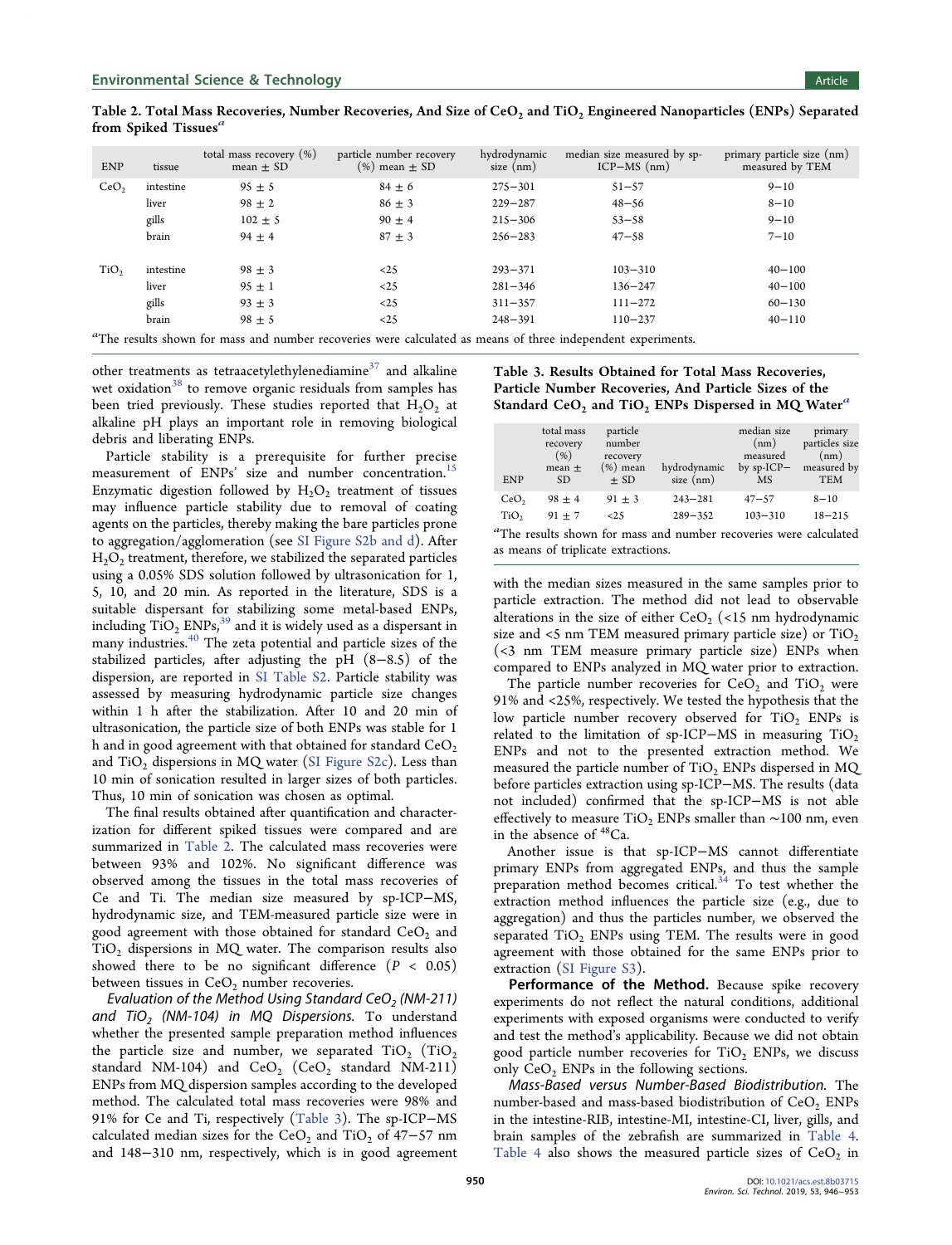Table 2. Total Mass Recoveries, Number Recoveries, And Size of $CeO_2$ and $TiO_2$ Engineered Nanoparticles (ENPs) Separated from Spiked Tissues[a]

| ENP | tissue | total mass recovery (%) mean ± SD | particle number recovery (%) mean ± SD | hydrodynamic size (nm) | median size measured by sp-ICP−MS (nm) | primary particle size (nm) measured by TEM |
|---|---|---|---|---|---|---|
| $CeO_2$ | intestine | 95 ± 5 | 84 ± 6 | 275−301 | 51−57 | 9−10 |
| | liver | 98 ± 2 | 86 ± 3 | 229−287 | 48−56 | 8−10 |
| | gills | 102 ± 5 | 90 ± 4 | 215−306 | 53−58 | 9−10 |
| | brain | 94 ± 4 | 87 ± 3 | 256−283 | 47−58 | 7−10 |
| $TiO_2$ | intestine | 98 ± 3 | <25 | 293−371 | 103−310 | 40−100 |
| | liver | 95 ± 1 | <25 | 281−346 | 136−247 | 40−100 |
| | gills | 93 ± 3 | <25 | 311−357 | 111−272 | 60−130 |
| | brain | 98 ± 5 | <25 | 248−391 | 110−237 | 40−110 |

[a]The results shown for mass and number recoveries were calculated as means of three independent experiments.

other treatments as tetraacetylethylenediamine[37] and alkaline wet oxidation[38] to remove organic residuals from samples has been tried previously. These studies reported that $H_2O_2$ at alkaline pH plays an important role in removing biological debris and liberating ENPs.

Particle stability is a prerequisite for further precise measurement of ENPs' size and number concentration.[15] Enzymatic digestion followed by $H_2O_2$ treatment of tissues may influence particle stability due to removal of coating agents on the particles, thereby making the bare particles prone to aggregation/agglomeration (see SI Figure S2b and d). After $H_2O_2$ treatment, therefore, we stabilized the separated particles using a 0.05% SDS solution followed by ultrasonication for 1, 5, 10, and 20 min. As reported in the literature, SDS is a suitable dispersant for stabilizing some metal-based ENPs, including $TiO_2$ ENPs,[39] and it is widely used as a dispersant in many industries.[40] The zeta potential and particle sizes of the stabilized particles, after adjusting the pH (8−8.5) of the dispersion, are reported in SI Table S2. Particle stability was assessed by measuring hydrodynamic particle size changes within 1 h after the stabilization. After 10 and 20 min of ultrasonication, the particle size of both ENPs was stable for 1 h and in good agreement with that obtained for standard $CeO_2$ and $TiO_2$ dispersions in MQ water (SI Figure S2c). Less than 10 min of sonication resulted in larger sizes of both particles. Thus, 10 min of sonication was chosen as optimal.

The final results obtained after quantification and characterization for different spiked tissues were compared and are summarized in Table 2. The calculated mass recoveries were between 93% and 102%. No significant difference was observed among the tissues in the total mass recoveries of Ce and Ti. The median size measured by sp-ICP−MS, hydrodynamic size, and TEM-measured particle size were in good agreement with those obtained for standard $CeO_2$ and $TiO_2$ dispersions in MQ water. The comparison results also showed there to be no significant difference ($P < 0.05$) between tissues in $CeO_2$ number recoveries.

*Evaluation of the Method Using Standard $CeO_2$ (NM-211) and $TiO_2$ (NM-104) in MQ Dispersions.* To understand whether the presented sample preparation method influences the particle size and number, we separated $TiO_2$ ($TiO_2$ standard NM-104) and $CeO_2$ ($CeO_2$ standard NM-211) ENPs from MQ dispersion samples according to the developed method. The calculated total mass recoveries were 98% and 91% for Ce and Ti, respectively (Table 3). The sp-ICP−MS calculated median sizes for the $CeO_2$ and $TiO_2$ of 47−57 nm and 148−310 nm, respectively, which is in good agreement

Table 3. Results Obtained for Total Mass Recoveries, Particle Number Recoveries, And Particle Sizes of the Standard $CeO_2$ and $TiO_2$ ENPs Dispersed in MQ Water[a]

| ENP | total mass recovery (%) mean ± SD | particle number recovery (%) mean ± SD | hydrodynamic size (nm) | median size (nm) measured by sp-ICP−MS | primary particles size (nm) measured by TEM |
|---|---|---|---|---|---|
| $CeO_2$ | 98 ± 4 | 91 ± 3 | 243−281 | 47−57 | 8−10 |
| $TiO_2$ | 91 ± 7 | <25 | 289−352 | 103−310 | 18−215 |

[a]The results shown for mass and number recoveries were calculated as means of triplicate extractions.

with the median sizes measured in the same samples prior to particle extraction. The method did not lead to observable alterations in the size of either $CeO_2$ (<15 nm hydrodynamic size and <5 nm TEM measured primary particle size) or $TiO_2$ (<3 nm TEM measure primary particle size) ENPs when compared to ENPs analyzed in MQ water prior to extraction.

The particle number recoveries for $CeO_2$ and $TiO_2$ were 91% and <25%, respectively. We tested the hypothesis that the low particle number recovery observed for $TiO_2$ ENPs is related to the limitation of sp-ICP−MS in measuring $TiO_2$ ENPs and not to the presented extraction method. We measured the particle number of $TiO_2$ ENPs dispersed in MQ before particles extraction using sp-ICP−MS. The results (data not included) confirmed that the sp-ICP−MS is not able effectively to measure $TiO_2$ ENPs smaller than ~100 nm, even in the absence of $^{48}Ca$.

Another issue is that sp-ICP−MS cannot differentiate primary ENPs from aggregated ENPs, and thus the sample preparation method becomes critical.[34] To test whether the extraction method influences the particle size (e.g., due to aggregation) and thus the particles number, we observed the separated $TiO_2$ ENPs using TEM. The results were in good agreement with those obtained for the same ENPs prior to extraction (SI Figure S3).

**Performance of the Method.** Because spike recovery experiments do not reflect the natural conditions, additional experiments with exposed organisms were conducted to verify and test the method's applicability. Because we did not obtain good particle number recoveries for $TiO_2$ ENPs, we discuss only $CeO_2$ ENPs in the following sections.

*Mass-Based versus Number-Based Biodistribution.* The number-based and mass-based biodistribution of $CeO_2$ ENPs in the intestine-RIB, intestine-MI, intestine-CI, liver, gills, and brain samples of the zebrafish are summarized in Table 4. Table 4 also shows the measured particle sizes of $CeO_2$ in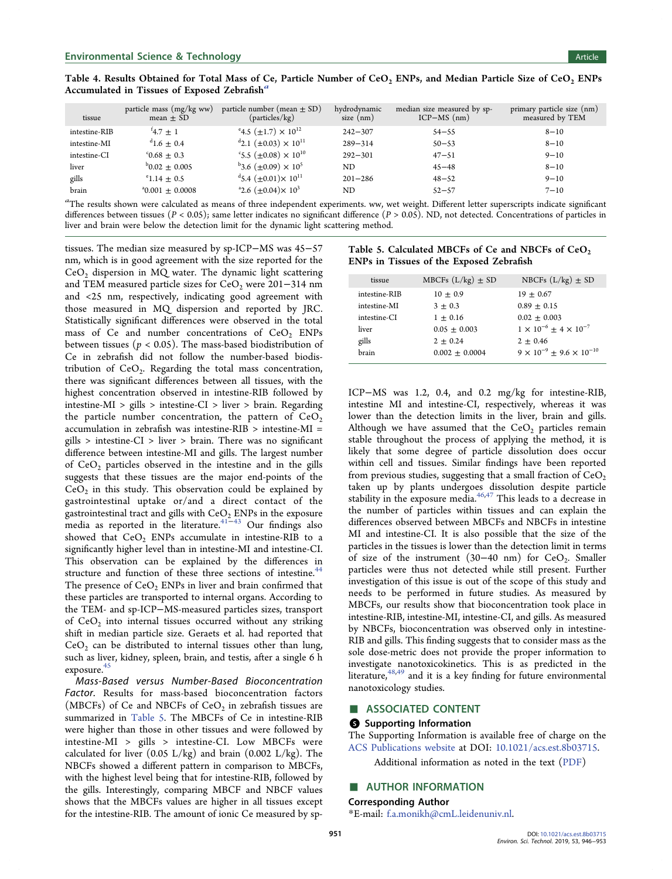Table 4. Results Obtained for Total Mass of Ce, Particle Number of $CeO_2$ ENPs, and Median Particle Size of $CeO_2$ ENPs Accumulated in Tissues of Exposed Zebrafish[a]

| tissue | particle mass (mg/kg ww) mean ± SD | particle number (mean ± SD) (particles/kg) | hydrodynamic size (nm) | median size measured by sp-ICP–MS (nm) | primary particle size (nm) measured by TEM |
|---|---|---|---|---|---|
| intestine-RIB | [f]4.7 ± 1 | [e]4.5 (±1.7) × $10^{12}$ | 242–307 | 54–55 | 8–10 |
| intestine-MI | [d]1.6 ± 0.4 | [d]2.1 (±0.03) × $10^{11}$ | 289–314 | 50–53 | 8–10 |
| intestine-CI | [c]0.68 ± 0.3 | [c]5.5 (±0.08) × $10^{10}$ | 292–301 | 47–51 | 9–10 |
| liver | [b]0.02 ± 0.005 | [b]3.6 (±0.09) × $10^{5}$ | ND | 45–48 | 8–10 |
| gills | [e]1.14 ± 0.5 | [d]5.4 (±0.01)× $10^{11}$ | 201–286 | 48–52 | 9–10 |
| brain | [a]0.001 ± 0.0008 | [a]2.6 (±0.04)× $10^{3}$ | ND | 52–57 | 7–10 |

[a]The results shown were calculated as means of three independent experiments. ww, wet weight. Different letter superscripts indicate significant differences between tissues ($P < 0.05$); same letter indicates no significant difference ($P > 0.05$). ND, not detected. Concentrations of particles in liver and brain were below the detection limit for the dynamic light scattering method.

tissues. The median size measured by sp-ICP–MS was 45–57 nm, which is in good agreement with the size reported for the $CeO_2$ dispersion in MQ water. The dynamic light scattering and TEM measured particle sizes for $CeO_2$ were 201–314 nm and <25 nm, respectively, indicating good agreement with those measured in MQ dispersion and reported by JRC. Statistically significant differences were observed in the total mass of Ce and number concentrations of $CeO_2$ ENPs between tissues ($p < 0.05$). The mass-based biodistribution of Ce in zebrafish did not follow the number-based biodistribution of $CeO_2$. Regarding the total mass concentration, there was significant differences between all tissues, with the highest concentration observed in intestine-RIB followed by intestine-MI > gills > intestine-CI > liver > brain. Regarding the particle number concentration, the pattern of $CeO_2$ accumulation in zebrafish was intestine-RIB > intestine-MI = gills > intestine-CI > liver > brain. There was no significant difference between intestine-MI and gills. The largest number of $CeO_2$ particles observed in the intestine and in the gills suggests that these tissues are the major end-points of the $CeO_2$ in this study. This observation could be explained by gastrointestinal uptake or/and a direct contact of the gastrointestinal tract and gills with $CeO_2$ ENPs in the exposure media as reported in the literature.[41−43] Our findings also showed that $CeO_2$ ENPs accumulate in intestine-RIB to a significantly higher level than in intestine-MI and intestine-CI. This observation can be explained by the differences in structure and function of these three sections of intestine.[44] The presence of $CeO_2$ ENPs in liver and brain confirmed that these particles are transported to internal organs. According to the TEM- and sp-ICP–MS-measured particles sizes, transport of $CeO_2$ into internal tissues occurred without any striking shift in median particle size. Geraets et al. had reported that $CeO_2$ can be distributed to internal tissues other than lung, such as liver, kidney, spleen, brain, and testis, after a single 6 h exposure.[45]

*Mass-Based versus Number-Based Bioconcentration Factor.* Results for mass-based bioconcentration factors (MBCFs) of Ce and NBCFs of $CeO_2$ in zebrafish tissues are summarized in Table 5. The MBCFs of Ce in intestine-RIB were higher than those in other tissues and were followed by intestine-MI > gills > intestine-CI. Low MBCFs were calculated for liver (0.05 L/kg) and brain (0.002 L/kg). The NBCFs showed a different pattern in comparison to MBCFs, with the highest level being that for intestine-RIB, followed by the gills. Interestingly, comparing MBCF and NBCF values shows that the MBCFs values are higher in all tissues except for the intestine-RIB. The amount of ionic Ce measured by sp-ICP–MS was 1.2, 0.4, and 0.2 mg/kg for intestine-RIB, intestine MI and intestine-CI, respectively, whereas it was lower than the detection limits in the liver, brain and gills. Although we have assumed that the $CeO_2$ particles remain stable throughout the process of applying the method, it is likely that some degree of particle dissolution does occur within cell and tissues. Similar findings have been reported from previous studies, suggesting that a small fraction of $CeO_2$ taken up by plants undergoes dissolution despite particle stability in the exposure media.[46,47] This leads to a decrease in the number of particles within tissues and can explain the differences observed between MBCFs and NBCFs in intestine MI and intestine-CI. It is also possible that the size of the particles in the tissues is lower than the detection limit in terms of size of the instrument (30–40 nm) for $CeO_2$. Smaller particles were thus not detected while still present. Further investigation of this issue is out of the scope of this study and needs to be performed in future studies. As measured by MBCFs, our results show that bioconcentration took place in intestine-RIB, intestine-MI, intestine-CI, and gills. As measured by NBCFs, bioconcentration was observed only in intestine-RIB and gills. This finding suggests that to consider mass as the sole dose-metric does not provide the proper information to investigate nanotoxicokinetics. This is as predicted in the literature,[48,49] and it is a key finding for future environmental nanotoxicology studies.

Table 5. Calculated MBCFs of Ce and NBCFs of $CeO_2$ ENPs in Tissues of the Exposed Zebrafish

| tissue | MBCFs (L/kg) ± SD | NBCFs (L/kg) ± SD |
|---|---|---|
| intestine-RIB | 10 ± 0.9 | 19 ± 0.67 |
| intestine-MI | 3 ± 0.3 | 0.89 ± 0.15 |
| intestine-CI | 1 ± 0.16 | 0.02 ± 0.003 |
| liver | 0.05 ± 0.003 | 1 × $10^{-6}$ ± 4 × $10^{-7}$ |
| gills | 2 ± 0.24 | 2 ± 0.46 |
| brain | 0.002 ± 0.0004 | 9 × $10^{-9}$ ± 9.6 × $10^{-10}$ |

## ■ ASSOCIATED CONTENT

### Supporting Information

The Supporting Information is available free of charge on the ACS Publications website at DOI: 10.1021/acs.est.8b03715.

Additional information as noted in the text (PDF)

## ■ AUTHOR INFORMATION

### Corresponding Author

*E-mail: f.a.monikh@cmL.leidenuniv.nl.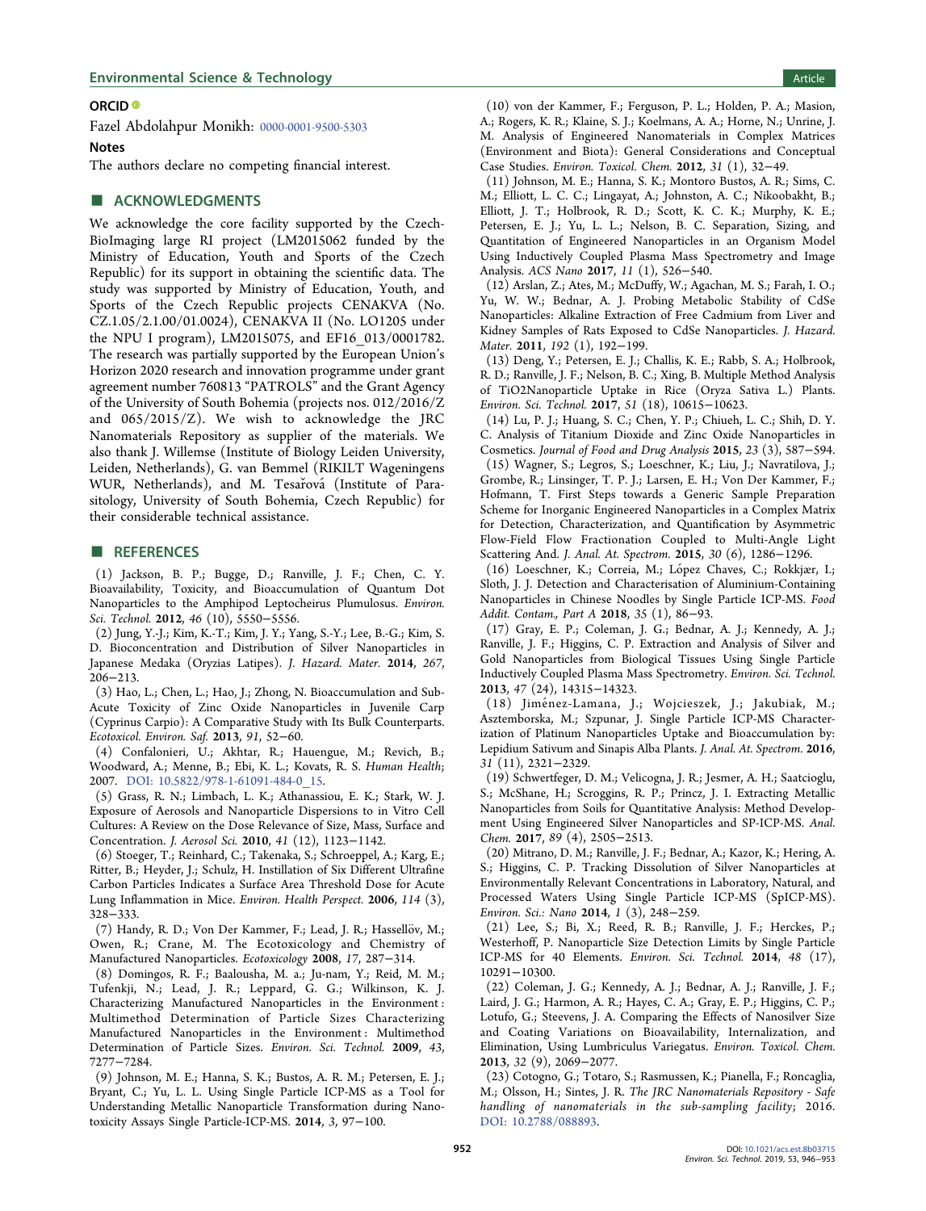## ORCID

Fazel Abdolahpur Monikh: 0000-0001-9500-5303

### Notes

The authors declare no competing financial interest.

## ■ ACKNOWLEDGMENTS

We acknowledge the core facility supported by the Czech-BioImaging large RI project (LM2015062 funded by the Ministry of Education, Youth and Sports of the Czech Republic) for its support in obtaining the scientific data. The study was supported by Ministry of Education, Youth, and Sports of the Czech Republic projects CENAKVA (No. CZ.1.05/2.1.00/01.0024), CENAKVA II (No. LO1205 under the NPU I program), LM2015075, and EF16_013/0001782. The research was partially supported by the European Union's Horizon 2020 research and innovation programme under grant agreement number 760813 "PATROLS" and the Grant Agency of the University of South Bohemia (projects nos. 012/2016/Z and 065/2015/Z). We wish to acknowledge the JRC Nanomaterials Repository as supplier of the materials. We also thank J. Willemse (Institute of Biology Leiden University, Leiden, Netherlands), G. van Bemmel (RIKILT Wageningens WUR, Netherlands), and M. Tesařová (Institute of Parasitology, University of South Bohemia, Czech Republic) for their considerable technical assistance.

## ■ REFERENCES

(1) Jackson, B. P.; Bugge, D.; Ranville, J. F.; Chen, C. Y. Bioavailability, Toxicity, and Bioaccumulation of Quantum Dot Nanoparticles to the Amphipod Leptocheirus Plumulosus. *Environ. Sci. Technol.* **2012**, *46* (10), 5550−5556.

(2) Jung, Y.-J.; Kim, K.-T.; Kim, J. Y.; Yang, S.-Y.; Lee, B.-G.; Kim, S. D. Bioconcentration and Distribution of Silver Nanoparticles in Japanese Medaka (Oryzias Latipes). *J. Hazard. Mater.* **2014**, *267*, 206−213.

(3) Hao, L.; Chen, L.; Hao, J.; Zhong, N. Bioaccumulation and Sub-Acute Toxicity of Zinc Oxide Nanoparticles in Juvenile Carp (Cyprinus Carpio): A Comparative Study with Its Bulk Counterparts. *Ecotoxicol. Environ. Saf.* **2013**, *91*, 52−60.

(4) Confalonieri, U.; Akhtar, R.; Hauengue, M.; Revich, B.; Woodward, A.; Menne, B.; Ebi, K. L.; Kovats, R. S. *Human Health*; 2007. DOI: 10.5822/978-1-61091-484-0_15.

(5) Grass, R. N.; Limbach, L. K.; Athanassiou, E. K.; Stark, W. J. Exposure of Aerosols and Nanoparticle Dispersions to in Vitro Cell Cultures: A Review on the Dose Relevance of Size, Mass, Surface and Concentration. *J. Aerosol Sci.* **2010**, *41* (12), 1123−1142.

(6) Stoeger, T.; Reinhard, C.; Takenaka, S.; Schroeppel, A.; Karg, E.; Ritter, B.; Heyder, J.; Schulz, H. Instillation of Six Different Ultrafine Carbon Particles Indicates a Surface Area Threshold Dose for Acute Lung Inflammation in Mice. *Environ. Health Perspect.* **2006**, *114* (3), 328−333.

(7) Handy, R. D.; Von Der Kammer, F.; Lead, J. R.; Hassellöv, M.; Owen, R.; Crane, M. The Ecotoxicology and Chemistry of Manufactured Nanoparticles. *Ecotoxicology* **2008**, *17*, 287−314.

(8) Domingos, R. F.; Baalousha, M. a.; Ju-nam, Y.; Reid, M. M.; Tufenkji, N.; Lead, J. R.; Leppard, G. G.; Wilkinson, K. J. Characterizing Manufactured Nanoparticles in the Environment : Multimethod Determination of Particle Sizes Characterizing Manufactured Nanoparticles in the Environment : Multimethod Determination of Particle Sizes. *Environ. Sci. Technol.* **2009**, *43*, 7277−7284.

(9) Johnson, M. E.; Hanna, S. K.; Bustos, A. R. M.; Petersen, E. J.; Bryant, C.; Yu, L. L. Using Single Particle ICP-MS as a Tool for Understanding Metallic Nanoparticle Transformation during Nanotoxicity Assays Single Particle-ICP-MS. **2014**, *3*, 97−100.

(10) von der Kammer, F.; Ferguson, P. L.; Holden, P. A.; Masion, A.; Rogers, K. R.; Klaine, S. J.; Koelmans, A. A.; Horne, N.; Unrine, J. M. Analysis of Engineered Nanomaterials in Complex Matrices (Environment and Biota): General Considerations and Conceptual Case Studies. *Environ. Toxicol. Chem.* **2012**, *31* (1), 32−49.

(11) Johnson, M. E.; Hanna, S. K.; Montoro Bustos, A. R.; Sims, C. M.; Elliott, L. C. C.; Lingayat, A.; Johnston, A. C.; Nikoobakht, B.; Elliott, J. T.; Holbrook, R. D.; Scott, K. C. K.; Murphy, K. E.; Petersen, E. J.; Yu, L. L.; Nelson, B. C. Separation, Sizing, and Quantitation of Engineered Nanoparticles in an Organism Model Using Inductively Coupled Plasma Mass Spectrometry and Image Analysis. *ACS Nano* **2017**, *11* (1), 526−540.

(12) Arslan, Z.; Ates, M.; McDuffy, W.; Agachan, M. S.; Farah, I. O.; Yu, W. W.; Bednar, A. J. Probing Metabolic Stability of CdSe Nanoparticles: Alkaline Extraction of Free Cadmium from Liver and Kidney Samples of Rats Exposed to CdSe Nanoparticles. *J. Hazard. Mater.* **2011**, *192* (1), 192−199.

(13) Deng, Y.; Petersen, E. J.; Challis, K. E.; Rabb, S. A.; Holbrook, R. D.; Ranville, J. F.; Nelson, B. C.; Xing, B. Multiple Method Analysis of TiO2Nanoparticle Uptake in Rice (Oryza Sativa L.) Plants. *Environ. Sci. Technol.* **2017**, *51* (18), 10615−10623.

(14) Lu, P. J.; Huang, S. C.; Chen, Y. P.; Chiueh, L. C.; Shih, D. Y. C. Analysis of Titanium Dioxide and Zinc Oxide Nanoparticles in Cosmetics. *Journal of Food and Drug Analysis* **2015**, *23* (3), 587−594.

(15) Wagner, S.; Legros, S.; Loeschner, K.; Liu, J.; Navratilova, J.; Grombe, R.; Linsinger, T. P. J.; Larsen, E. H.; Von Der Kammer, F.; Hofmann, T. First Steps towards a Generic Sample Preparation Scheme for Inorganic Engineered Nanoparticles in a Complex Matrix for Detection, Characterization, and Quantification by Asymmetric Flow-Field Flow Fractionation Coupled to Multi-Angle Light Scattering And. *J. Anal. At. Spectrom.* **2015**, *30* (6), 1286−1296.

(16) Loeschner, K.; Correia, M.; López Chaves, C.; Rokkjær, I.; Sloth, J. J. Detection and Characterisation of Aluminium-Containing Nanoparticles in Chinese Noodles by Single Particle ICP-MS. *Food Addit. Contam., Part A* **2018**, *35* (1), 86−93.

(17) Gray, E. P.; Coleman, J. G.; Bednar, A. J.; Kennedy, A. J.; Ranville, J. F.; Higgins, C. P. Extraction and Analysis of Silver and Gold Nanoparticles from Biological Tissues Using Single Particle Inductively Coupled Plasma Mass Spectrometry. *Environ. Sci. Technol.* **2013**, *47* (24), 14315−14323.

(18) Jiménez-Lamana, J.; Wojcieszek, J.; Jakubiak, M.; Asztemborska, M.; Szpunar, J. Single Particle ICP-MS Characterization of Platinum Nanoparticles Uptake and Bioaccumulation by: Lepidium Sativum and Sinapis Alba Plants. *J. Anal. At. Spectrom.* **2016**, *31* (11), 2321−2329.

(19) Schwertfeger, D. M.; Velicogna, J. R.; Jesmer, A. H.; Saatcioglu, S.; McShane, H.; Scroggins, R. P.; Princz, J. I. Extracting Metallic Nanoparticles from Soils for Quantitative Analysis: Method Development Using Engineered Silver Nanoparticles and SP-ICP-MS. *Anal. Chem.* **2017**, *89* (4), 2505−2513.

(20) Mitrano, D. M.; Ranville, J. F.; Bednar, A.; Kazor, K.; Hering, A. S.; Higgins, C. P. Tracking Dissolution of Silver Nanoparticles at Environmentally Relevant Concentrations in Laboratory, Natural, and Processed Waters Using Single Particle ICP-MS (SpICP-MS). *Environ. Sci.: Nano* **2014**, *1* (3), 248−259.

(21) Lee, S.; Bi, X.; Reed, R. B.; Ranville, J. F.; Herckes, P.; Westerhoff, P. Nanoparticle Size Detection Limits by Single Particle ICP-MS for 40 Elements. *Environ. Sci. Technol.* **2014**, *48* (17), 10291−10300.

(22) Coleman, J. G.; Kennedy, A. J.; Bednar, A. J.; Ranville, J. F.; Laird, J. G.; Harmon, A. R.; Hayes, C. A.; Gray, E. P.; Higgins, C. P.; Lotufo, G.; Steevens, J. A. Comparing the Effects of Nanosilver Size and Coating Variations on Bioavailability, Internalization, and Elimination, Using Lumbriculus Variegatus. *Environ. Toxicol. Chem.* **2013**, *32* (9), 2069−2077.

(23) Cotogno, G.; Totaro, S.; Rasmussen, K.; Pianella, F.; Roncaglia, M.; Olsson, H.; Sintes, J. R. *The JRC Nanomaterials Repository - Safe handling of nanomaterials in the sub-sampling facility*; 2016. DOI: 10.2788/088893.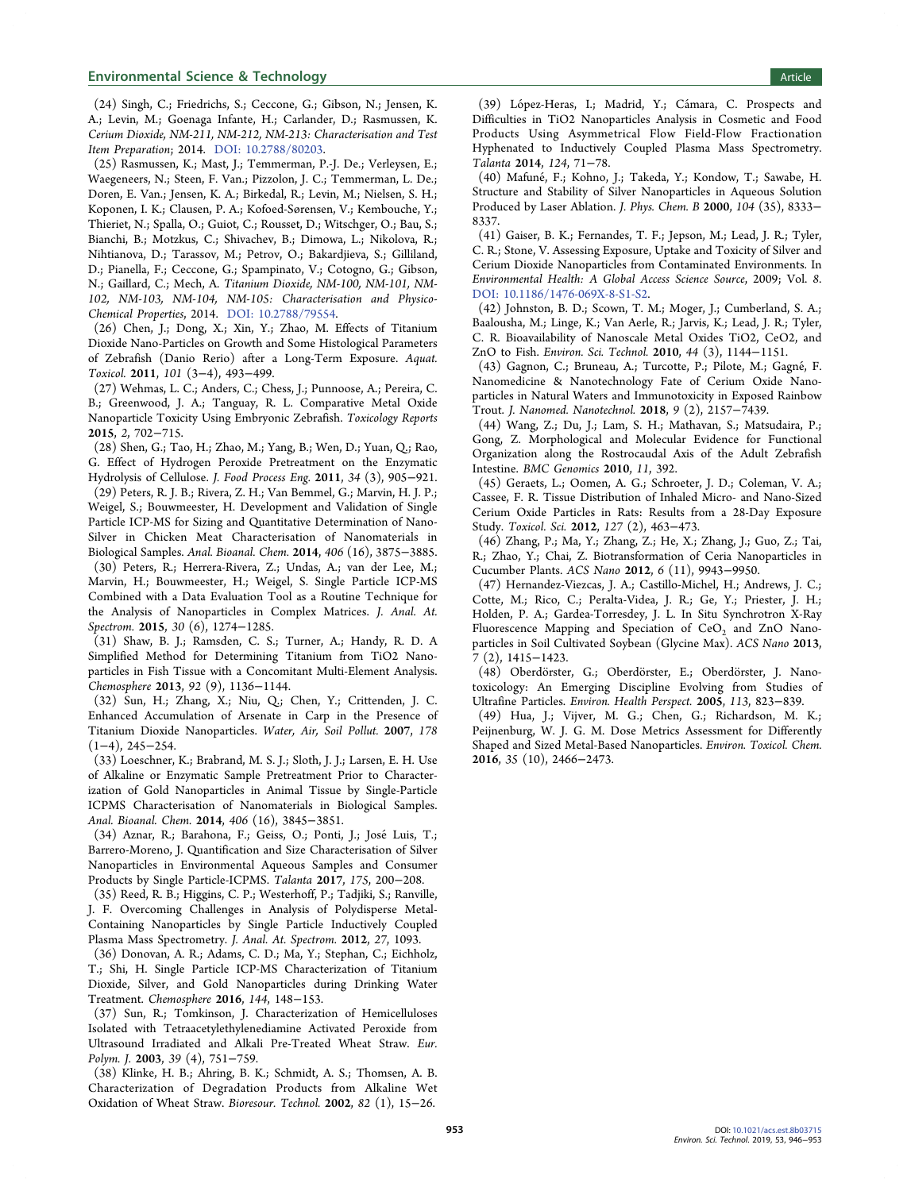(24) Singh, C.; Friedrichs, S.; Ceccone, G.; Gibson, N.; Jensen, K. A.; Levin, M.; Goenaga Infante, H.; Carlander, D.; Rasmussen, K. *Cerium Dioxide, NM-211, NM-212, NM-213: Characterisation and Test Item Preparation*; 2014. DOI: 10.2788/80203.

(25) Rasmussen, K.; Mast, J.; Temmerman, P.-J. De.; Verleysen, E.; Waegeneers, N.; Steen, F. Van.; Pizzolon, J. C.; Temmerman, L. De.; Doren, E. Van.; Jensen, K. A.; Birkedal, R.; Levin, M.; Nielsen, S. H.; Koponen, I. K.; Clausen, P. A.; Kofoed-Sørensen, V.; Kembouche, Y.; Thieriet, N.; Spalla, O.; Guiot, C.; Rousset, D.; Witschger, O.; Bau, S.; Bianchi, B.; Motzkus, C.; Shivachev, B.; Dimowa, L.; Nikolova, R.; Nihtianova, D.; Tarassov, M.; Petrov, O.; Bakardjieva, S.; Gilliland, D.; Pianella, F.; Ceccone, G.; Spampinato, V.; Cotogno, G.; Gibson, N.; Gaillard, C.; Mech, A. *Titanium Dioxide, NM-100, NM-101, NM-102, NM-103, NM-104, NM-105: Characterisation and Physico-Chemical Properties*, 2014. DOI: 10.2788/79554.

(26) Chen, J.; Dong, X.; Xin, Y.; Zhao, M. Effects of Titanium Dioxide Nano-Particles on Growth and Some Histological Parameters of Zebrafish (Danio Rerio) after a Long-Term Exposure. *Aquat. Toxicol.* **2011**, *101* (3−4), 493−499.

(27) Wehmas, L. C.; Anders, C.; Chess, J.; Punnoose, A.; Pereira, C. B.; Greenwood, J. A.; Tanguay, R. L. Comparative Metal Oxide Nanoparticle Toxicity Using Embryonic Zebrafish. *Toxicology Reports* **2015**, *2*, 702−715.

(28) Shen, G.; Tao, H.; Zhao, M.; Yang, B.; Wen, D.; Yuan, Q.; Rao, G. Effect of Hydrogen Peroxide Pretreatment on the Enzymatic Hydrolysis of Cellulose. *J. Food Process Eng.* **2011**, *34* (3), 905−921.

(29) Peters, R. J. B.; Rivera, Z. H.; Van Bemmel, G.; Marvin, H. J. P.; Weigel, S.; Bouwmeester, H. Development and Validation of Single Particle ICP-MS for Sizing and Quantitative Determination of Nano-Silver in Chicken Meat Characterisation of Nanomaterials in Biological Samples. *Anal. Bioanal. Chem.* **2014**, *406* (16), 3875−3885.

(30) Peters, R.; Herrera-Rivera, Z.; Undas, A.; van der Lee, M.; Marvin, H.; Bouwmeester, H.; Weigel, S. Single Particle ICP-MS Combined with a Data Evaluation Tool as a Routine Technique for the Analysis of Nanoparticles in Complex Matrices. *J. Anal. At. Spectrom.* **2015**, *30* (6), 1274−1285.

(31) Shaw, B. J.; Ramsden, C. S.; Turner, A.; Handy, R. D. A Simplified Method for Determining Titanium from TiO2 Nanoparticles in Fish Tissue with a Concomitant Multi-Element Analysis. *Chemosphere* **2013**, *92* (9), 1136−1144.

(32) Sun, H.; Zhang, X.; Niu, Q.; Chen, Y.; Crittenden, J. C. Enhanced Accumulation of Arsenate in Carp in the Presence of Titanium Dioxide Nanoparticles. *Water, Air, Soil Pollut.* **2007**, *178* (1−4), 245−254.

(33) Loeschner, K.; Brabrand, M. S. J.; Sloth, J. J.; Larsen, E. H. Use of Alkaline or Enzymatic Sample Pretreatment Prior to Characterization of Gold Nanoparticles in Animal Tissue by Single-Particle ICPMS Characterisation of Nanomaterials in Biological Samples. *Anal. Bioanal. Chem.* **2014**, *406* (16), 3845−3851.

(34) Aznar, R.; Barahona, F.; Geiss, O.; Ponti, J.; José Luis, T.; Barrero-Moreno, J. Quantification and Size Characterisation of Silver Nanoparticles in Environmental Aqueous Samples and Consumer Products by Single Particle-ICPMS. *Talanta* **2017**, *175*, 200−208.

(35) Reed, R. B.; Higgins, C. P.; Westerhoff, P.; Tadjiki, S.; Ranville, J. F. Overcoming Challenges in Analysis of Polydisperse Metal-Containing Nanoparticles by Single Particle Inductively Coupled Plasma Mass Spectrometry. *J. Anal. At. Spectrom.* **2012**, *27*, 1093.

(36) Donovan, A. R.; Adams, C. D.; Ma, Y.; Stephan, C.; Eichholz, T.; Shi, H. Single Particle ICP-MS Characterization of Titanium Dioxide, Silver, and Gold Nanoparticles during Drinking Water Treatment. *Chemosphere* **2016**, *144*, 148−153.

(37) Sun, R.; Tomkinson, J. Characterization of Hemicelluloses Isolated with Tetraacetylethylenediamine Activated Peroxide from Ultrasound Irradiated and Alkali Pre-Treated Wheat Straw. *Eur. Polym. J.* **2003**, *39* (4), 751−759.

(38) Klinke, H. B.; Ahring, B. K.; Schmidt, A. S.; Thomsen, A. B. Characterization of Degradation Products from Alkaline Wet Oxidation of Wheat Straw. *Bioresour. Technol.* **2002**, *82* (1), 15−26.

(39) López-Heras, I.; Madrid, Y.; Cámara, C. Prospects and Difficulties in TiO2 Nanoparticles Analysis in Cosmetic and Food Products Using Asymmetrical Flow Field-Flow Fractionation Hyphenated to Inductively Coupled Plasma Mass Spectrometry. *Talanta* **2014**, *124*, 71−78.

(40) Mafuné, F.; Kohno, J.; Takeda, Y.; Kondow, T.; Sawabe, H. Structure and Stability of Silver Nanoparticles in Aqueous Solution Produced by Laser Ablation. *J. Phys. Chem. B* **2000**, *104* (35), 8333−8337.

(41) Gaiser, B. K.; Fernandes, T. F.; Jepson, M.; Lead, J. R.; Tyler, C. R.; Stone, V. Assessing Exposure, Uptake and Toxicity of Silver and Cerium Dioxide Nanoparticles from Contaminated Environments. In *Environmental Health: A Global Access Science Source*, 2009; Vol. *8*. DOI: 10.1186/1476-069X-8-S1-S2.

(42) Johnston, B. D.; Scown, T. M.; Moger, J.; Cumberland, S. A.; Baalousha, M.; Linge, K.; Van Aerle, R.; Jarvis, K.; Lead, J. R.; Tyler, C. R. Bioavailability of Nanoscale Metal Oxides TiO2, CeO2, and ZnO to Fish. *Environ. Sci. Technol.* **2010**, *44* (3), 1144−1151.

(43) Gagnon, C.; Bruneau, A.; Turcotte, P.; Pilote, M.; Gagné, F. Nanomedicine & Nanotechnology Fate of Cerium Oxide Nanoparticles in Natural Waters and Immunotoxicity in Exposed Rainbow Trout. *J. Nanomed. Nanotechnol.* **2018**, *9* (2), 2157−7439.

(44) Wang, Z.; Du, J.; Lam, S. H.; Mathavan, S.; Matsudaira, P.; Gong, Z. Morphological and Molecular Evidence for Functional Organization along the Rostrocaudal Axis of the Adult Zebrafish Intestine. *BMC Genomics* **2010**, *11*, 392.

(45) Geraets, L.; Oomen, A. G.; Schroeter, J. D.; Coleman, V. A.; Cassee, F. R. Tissue Distribution of Inhaled Micro- and Nano-Sized Cerium Oxide Particles in Rats: Results from a 28-Day Exposure Study. *Toxicol. Sci.* **2012**, *127* (2), 463−473.

(46) Zhang, P.; Ma, Y.; Zhang, Z.; He, X.; Zhang, J.; Guo, Z.; Tai, R.; Zhao, Y.; Chai, Z. Biotransformation of Ceria Nanoparticles in Cucumber Plants. *ACS Nano* **2012**, *6* (11), 9943−9950.

(47) Hernandez-Viezcas, J. A.; Castillo-Michel, H.; Andrews, J. C.; Cotte, M.; Rico, C.; Peralta-Videa, J. R.; Ge, Y.; Priester, J. H.; Holden, P. A.; Gardea-Torresdey, J. L. In Situ Synchrotron X-Ray Fluorescence Mapping and Speciation of $CeO_2$ and ZnO Nanoparticles in Soil Cultivated Soybean (Glycine Max). *ACS Nano* **2013**, *7* (2), 1415−1423.

(48) Oberdörster, G.; Oberdörster, E.; Oberdörster, J. Nanotoxicology: An Emerging Discipline Evolving from Studies of Ultrafine Particles. *Environ. Health Perspect.* **2005**, *113*, 823−839.

(49) Hua, J.; Vijver, M. G.; Chen, G.; Richardson, M. K.; Peijnenburg, W. J. G. M. Dose Metrics Assessment for Differently Shaped and Sized Metal-Based Nanoparticles. *Environ. Toxicol. Chem.* **2016**, *35* (10), 2466−2473.